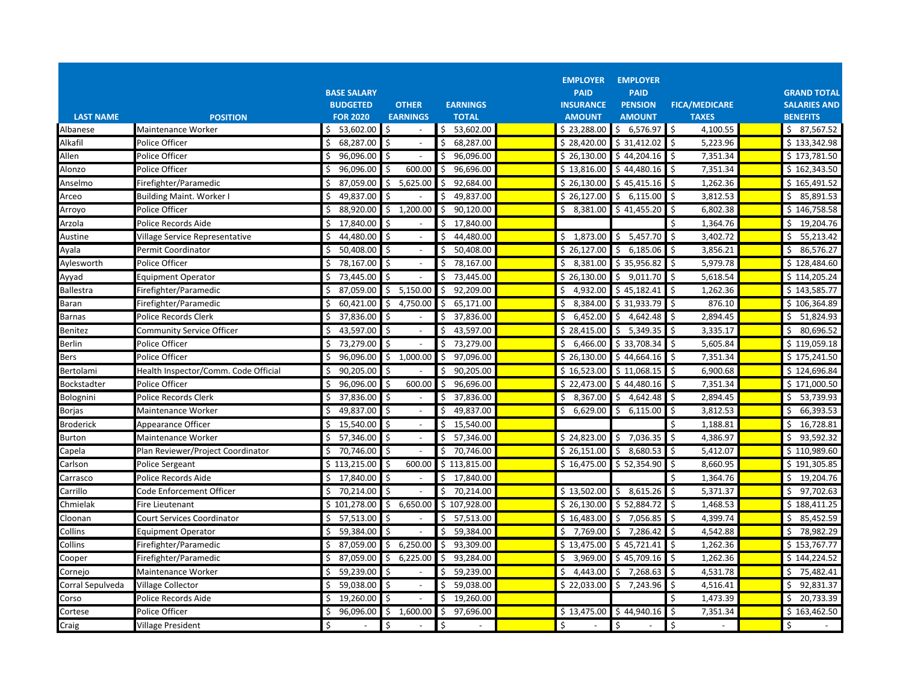| LAST NAME | POSITION | BASE SALARY BUDGETED FOR 2020 | OTHER EARNINGS | EARNINGS TOTAL | | EMPLOYER PAID INSURANCE AMOUNT | EMPLOYER PAID PENSION AMOUNT | FICA/MEDICARE TAXES | | GRAND TOTAL SALARIES AND BENEFITS |
|---|---|---|---|---|---|---|---|---|---|---|
| Albanese | Maintenance Worker | $ 53,602.00 | $ - | $ 53,602.00 | | $ 23,288.00 | $ 6,576.97 | $ 4,100.55 | | $ 87,567.52 |
| Alkafil | Police Officer | $ 68,287.00 | $ - | $ 68,287.00 | | $ 28,420.00 | $ 31,412.02 | $ 5,223.96 | | $ 133,342.98 |
| Allen | Police Officer | $ 96,096.00 | $ - | $ 96,096.00 | | $ 26,130.00 | $ 44,204.16 | $ 7,351.34 | | $ 173,781.50 |
| Alonzo | Police Officer | $ 96,096.00 | $ 600.00 | $ 96,696.00 | | $ 13,816.00 | $ 44,480.16 | $ 7,351.34 | | $ 162,343.50 |
| Anselmo | Firefighter/Paramedic | $ 87,059.00 | $ 5,625.00 | $ 92,684.00 | | $ 26,130.00 | $ 45,415.16 | $ 1,262.36 | | $ 165,491.52 |
| Arceo | Building Maint. Worker I | $ 49,837.00 | $ - | $ 49,837.00 | | $ 26,127.00 | $ 6,115.00 | $ 3,812.53 | | $ 85,891.53 |
| Arroyo | Police Officer | $ 88,920.00 | $ 1,200.00 | $ 90,120.00 | | $ 8,381.00 | $ 41,455.20 | $ 6,802.38 | | $ 146,758.58 |
| Arzola | Police Records Aide | $ 17,840.00 | $ - | $ 17,840.00 | | | | $ 1,364.76 | | $ 19,204.76 |
| Austine | Village Service Representative | $ 44,480.00 | $ - | $ 44,480.00 | | $ 1,873.00 | $ 5,457.70 | $ 3,402.72 | | $ 55,213.42 |
| Ayala | Permit Coordinator | $ 50,408.00 | $ - | $ 50,408.00 | | $ 26,127.00 | $ 6,185.06 | $ 3,856.21 | | $ 86,576.27 |
| Aylesworth | Police Officer | $ 78,167.00 | $ - | $ 78,167.00 | | $ 8,381.00 | $ 35,956.82 | $ 5,979.78 | | $ 128,484.60 |
| Ayyad | Equipment Operator | $ 73,445.00 | $ - | $ 73,445.00 | | $ 26,130.00 | $ 9,011.70 | $ 5,618.54 | | $ 114,205.24 |
| Ballestra | Firefighter/Paramedic | $ 87,059.00 | $ 5,150.00 | $ 92,209.00 | | $ 4,932.00 | $ 45,182.41 | $ 1,262.36 | | $ 143,585.77 |
| Baran | Firefighter/Paramedic | $ 60,421.00 | $ 4,750.00 | $ 65,171.00 | | $ 8,384.00 | $ 31,933.79 | $ 876.10 | | $ 106,364.89 |
| Barnas | Police Records Clerk | $ 37,836.00 | $ - | $ 37,836.00 | | $ 6,452.00 | $ 4,642.48 | $ 2,894.45 | | $ 51,824.93 |
| Benitez | Community Service Officer | $ 43,597.00 | $ - | $ 43,597.00 | | $ 28,415.00 | $ 5,349.35 | $ 3,335.17 | | $ 80,696.52 |
| Berlin | Police Officer | $ 73,279.00 | $ - | $ 73,279.00 | | $ 6,466.00 | $ 33,708.34 | $ 5,605.84 | | $ 119,059.18 |
| Bers | Police Officer | $ 96,096.00 | $ 1,000.00 | $ 97,096.00 | | $ 26,130.00 | $ 44,664.16 | $ 7,351.34 | | $ 175,241.50 |
| Bertolami | Health Inspector/Comm. Code Official | $ 90,205.00 | $ - | $ 90,205.00 | | $ 16,523.00 | $ 11,068.15 | $ 6,900.68 | | $ 124,696.84 |
| Bockstadter | Police Officer | $ 96,096.00 | $ 600.00 | $ 96,696.00 | | $ 22,473.00 | $ 44,480.16 | $ 7,351.34 | | $ 171,000.50 |
| Bolognini | Police Records Clerk | $ 37,836.00 | $ - | $ 37,836.00 | | $ 8,367.00 | $ 4,642.48 | $ 2,894.45 | | $ 53,739.93 |
| Borjas | Maintenance Worker | $ 49,837.00 | $ - | $ 49,837.00 | | $ 6,629.00 | $ 6,115.00 | $ 3,812.53 | | $ 66,393.53 |
| Broderick | Appearance Officer | $ 15,540.00 | $ - | $ 15,540.00 | | | | $ 1,188.81 | | $ 16,728.81 |
| Burton | Maintenance Worker | $ 57,346.00 | $ - | $ 57,346.00 | | $ 24,823.00 | $ 7,036.35 | $ 4,386.97 | | $ 93,592.32 |
| Capela | Plan Reviewer/Project Coordinator | $ 70,746.00 | $ - | $ 70,746.00 | | $ 26,151.00 | $ 8,680.53 | $ 5,412.07 | | $ 110,989.60 |
| Carlson | Police Sergeant | $ 113,215.00 | $ 600.00 | $ 113,815.00 | | $ 16,475.00 | $ 52,354.90 | $ 8,660.95 | | $ 191,305.85 |
| Carrasco | Police Records Aide | $ 17,840.00 | $ - | $ 17,840.00 | | | | $ 1,364.76 | | $ 19,204.76 |
| Carrillo | Code Enforcement Officer | $ 70,214.00 | $ - | $ 70,214.00 | | $ 13,502.00 | $ 8,615.26 | $ 5,371.37 | | $ 97,702.63 |
| Chmielak | Fire Lieutenant | $ 101,278.00 | $ 6,650.00 | $ 107,928.00 | | $ 26,130.00 | $ 52,884.72 | $ 1,468.53 | | $ 188,411.25 |
| Cloonan | Court Services Coordinator | $ 57,513.00 | $ - | $ 57,513.00 | | $ 16,483.00 | $ 7,056.85 | $ 4,399.74 | | $ 85,452.59 |
| Collins | Equipment Operator | $ 59,384.00 | $ - | $ 59,384.00 | | $ 7,769.00 | $ 7,286.42 | $ 4,542.88 | | $ 78,982.29 |
| Collins | Firefighter/Paramedic | $ 87,059.00 | $ 6,250.00 | $ 93,309.00 | | $ 13,475.00 | $ 45,721.41 | $ 1,262.36 | | $ 153,767.77 |
| Cooper | Firefighter/Paramedic | $ 87,059.00 | $ 6,225.00 | $ 93,284.00 | | $ 3,969.00 | $ 45,709.16 | $ 1,262.36 | | $ 144,224.52 |
| Cornejo | Maintenance Worker | $ 59,239.00 | $ - | $ 59,239.00 | | $ 4,443.00 | $ 7,268.63 | $ 4,531.78 | | $ 75,482.41 |
| Corral Sepulveda | Village Collector | $ 59,038.00 | $ - | $ 59,038.00 | | $ 22,033.00 | $ 7,243.96 | $ 4,516.41 | | $ 92,831.37 |
| Corso | Police Records Aide | $ 19,260.00 | $ - | $ 19,260.00 | | | | $ 1,473.39 | | $ 20,733.39 |
| Cortese | Police Officer | $ 96,096.00 | $ 1,600.00 | $ 97,696.00 | | $ 13,475.00 | $ 44,940.16 | $ 7,351.34 | | $ 163,462.50 |
| Craig | Village President | $ - | $ - | $ - | | $ - | $ - | $ - | | $ - |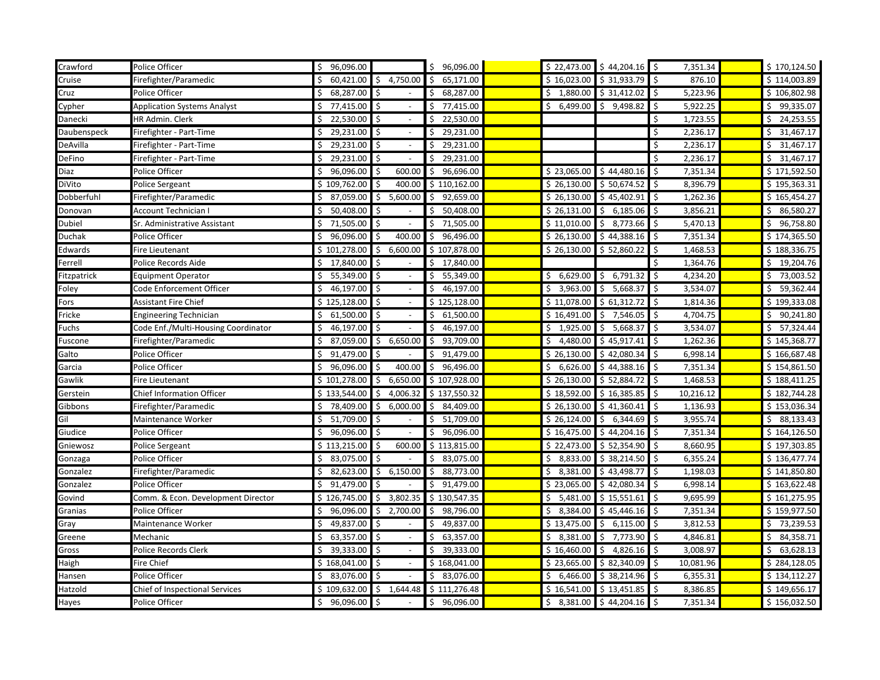| | | | | | | | | | | |
|---|---|---|---|---|---|---|---|---|---|---|
| Crawford | Police Officer | $ 96,096.00 | | $ 96,096.00 | | $ 22,473.00 | $ 44,204.16 | $ 7,351.34 | | $ 170,124.50 |
| Cruise | Firefighter/Paramedic | $ 60,421.00 | $ 4,750.00 | $ 65,171.00 | | $ 16,023.00 | $ 31,933.79 | $ 876.10 | | $ 114,003.89 |
| Cruz | Police Officer | $ 68,287.00 | $ - | $ 68,287.00 | | $ 1,880.00 | $ 31,412.02 | $ 5,223.96 | | $ 106,802.98 |
| Cypher | Application Systems Analyst | $ 77,415.00 | $ - | $ 77,415.00 | | $ 6,499.00 | $ 9,498.82 | $ 5,922.25 | | $ 99,335.07 |
| Danecki | HR Admin. Clerk | $ 22,530.00 | $ - | $ 22,530.00 | | | | $ 1,723.55 | | $ 24,253.55 |
| Daubenspeck | Firefighter - Part-Time | $ 29,231.00 | $ - | $ 29,231.00 | | | | $ 2,236.17 | | $ 31,467.17 |
| DeAvilla | Firefighter - Part-Time | $ 29,231.00 | $ - | $ 29,231.00 | | | | $ 2,236.17 | | $ 31,467.17 |
| DeFino | Firefighter - Part-Time | $ 29,231.00 | $ - | $ 29,231.00 | | | | $ 2,236.17 | | $ 31,467.17 |
| Diaz | Police Officer | $ 96,096.00 | $ 600.00 | $ 96,696.00 | | $ 23,065.00 | $ 44,480.16 | $ 7,351.34 | | $ 171,592.50 |
| DiVito | Police Sergeant | $ 109,762.00 | $ 400.00 | $ 110,162.00 | | $ 26,130.00 | $ 50,674.52 | $ 8,396.79 | | $ 195,363.31 |
| Dobberfuhl | Firefighter/Paramedic | $ 87,059.00 | $ 5,600.00 | $ 92,659.00 | | $ 26,130.00 | $ 45,402.91 | $ 1,262.36 | | $ 165,454.27 |
| Donovan | Account Technician I | $ 50,408.00 | $ - | $ 50,408.00 | | $ 26,131.00 | $ 6,185.06 | $ 3,856.21 | | $ 86,580.27 |
| Dubiel | Sr. Administrative Assistant | $ 71,505.00 | $ - | $ 71,505.00 | | $ 11,010.00 | $ 8,773.66 | $ 5,470.13 | | $ 96,758.80 |
| Duchak | Police Officer | $ 96,096.00 | $ 400.00 | $ 96,496.00 | | $ 26,130.00 | $ 44,388.16 | $ 7,351.34 | | $ 174,365.50 |
| Edwards | Fire Lieutenant | $ 101,278.00 | $ 6,600.00 | $ 107,878.00 | | $ 26,130.00 | $ 52,860.22 | $ 1,468.53 | | $ 188,336.75 |
| Ferrell | Police Records Aide | $ 17,840.00 | $ - | $ 17,840.00 | | | | $ 1,364.76 | | $ 19,204.76 |
| Fitzpatrick | Equipment Operator | $ 55,349.00 | $ - | $ 55,349.00 | | $ 6,629.00 | $ 6,791.32 | $ 4,234.20 | | $ 73,003.52 |
| Foley | Code Enforcement Officer | $ 46,197.00 | $ - | $ 46,197.00 | | $ 3,963.00 | $ 5,668.37 | $ 3,534.07 | | $ 59,362.44 |
| Fors | Assistant Fire Chief | $ 125,128.00 | $ - | $ 125,128.00 | | $ 11,078.00 | $ 61,312.72 | $ 1,814.36 | | $ 199,333.08 |
| Fricke | Engineering Technician | $ 61,500.00 | $ - | $ 61,500.00 | | $ 16,491.00 | $ 7,546.05 | $ 4,704.75 | | $ 90,241.80 |
| Fuchs | Code Enf./Multi-Housing Coordinator | $ 46,197.00 | $ - | $ 46,197.00 | | $ 1,925.00 | $ 5,668.37 | $ 3,534.07 | | $ 57,324.44 |
| Fuscone | Firefighter/Paramedic | $ 87,059.00 | $ 6,650.00 | $ 93,709.00 | | $ 4,480.00 | $ 45,917.41 | $ 1,262.36 | | $ 145,368.77 |
| Galto | Police Officer | $ 91,479.00 | $ - | $ 91,479.00 | | $ 26,130.00 | $ 42,080.34 | $ 6,998.14 | | $ 166,687.48 |
| Garcia | Police Officer | $ 96,096.00 | $ 400.00 | $ 96,496.00 | | $ 6,626.00 | $ 44,388.16 | $ 7,351.34 | | $ 154,861.50 |
| Gawlik | Fire Lieutenant | $ 101,278.00 | $ 6,650.00 | $ 107,928.00 | | $ 26,130.00 | $ 52,884.72 | $ 1,468.53 | | $ 188,411.25 |
| Gerstein | Chief Information Officer | $ 133,544.00 | $ 4,006.32 | $ 137,550.32 | | $ 18,592.00 | $ 16,385.85 | $ 10,216.12 | | $ 182,744.28 |
| Gibbons | Firefighter/Paramedic | $ 78,409.00 | $ 6,000.00 | $ 84,409.00 | | $ 26,130.00 | $ 41,360.41 | $ 1,136.93 | | $ 153,036.34 |
| Gil | Maintenance Worker | $ 51,709.00 | $ - | $ 51,709.00 | | $ 26,124.00 | $ 6,344.69 | $ 3,955.74 | | $ 88,133.43 |
| Giudice | Police Officer | $ 96,096.00 | $ - | $ 96,096.00 | | $ 16,475.00 | $ 44,204.16 | $ 7,351.34 | | $ 164,126.50 |
| Gniewosz | Police Sergeant | $ 113,215.00 | $ 600.00 | $ 113,815.00 | | $ 22,473.00 | $ 52,354.90 | $ 8,660.95 | | $ 197,303.85 |
| Gonzaga | Police Officer | $ 83,075.00 | $ - | $ 83,075.00 | | $ 8,833.00 | $ 38,214.50 | $ 6,355.24 | | $ 136,477.74 |
| Gonzalez | Firefighter/Paramedic | $ 82,623.00 | $ 6,150.00 | $ 88,773.00 | | $ 8,381.00 | $ 43,498.77 | $ 1,198.03 | | $ 141,850.80 |
| Gonzalez | Police Officer | $ 91,479.00 | $ - | $ 91,479.00 | | $ 23,065.00 | $ 42,080.34 | $ 6,998.14 | | $ 163,622.48 |
| Govind | Comm. & Econ. Development Director | $ 126,745.00 | $ 3,802.35 | $ 130,547.35 | | $ 5,481.00 | $ 15,551.61 | $ 9,695.99 | | $ 161,275.95 |
| Granias | Police Officer | $ 96,096.00 | $ 2,700.00 | $ 98,796.00 | | $ 8,384.00 | $ 45,446.16 | $ 7,351.34 | | $ 159,977.50 |
| Gray | Maintenance Worker | $ 49,837.00 | $ - | $ 49,837.00 | | $ 13,475.00 | $ 6,115.00 | $ 3,812.53 | | $ 73,239.53 |
| Greene | Mechanic | $ 63,357.00 | $ - | $ 63,357.00 | | $ 8,381.00 | $ 7,773.90 | $ 4,846.81 | | $ 84,358.71 |
| Gross | Police Records Clerk | $ 39,333.00 | $ - | $ 39,333.00 | | $ 16,460.00 | $ 4,826.16 | $ 3,008.97 | | $ 63,628.13 |
| Haigh | Fire Chief | $ 168,041.00 | $ - | $ 168,041.00 | | $ 23,665.00 | $ 82,340.09 | $ 10,081.96 | | $ 284,128.05 |
| Hansen | Police Officer | $ 83,076.00 | $ - | $ 83,076.00 | | $ 6,466.00 | $ 38,214.96 | $ 6,355.31 | | $ 134,112.27 |
| Hatzold | Chief of Inspectional Services | $ 109,632.00 | $ 1,644.48 | $ 111,276.48 | | $ 16,541.00 | $ 13,451.85 | $ 8,386.85 | | $ 149,656.17 |
| Hayes | Police Officer | $ 96,096.00 | $ - | $ 96,096.00 | | $ 8,381.00 | $ 44,204.16 | $ 7,351.34 | | $ 156,032.50 |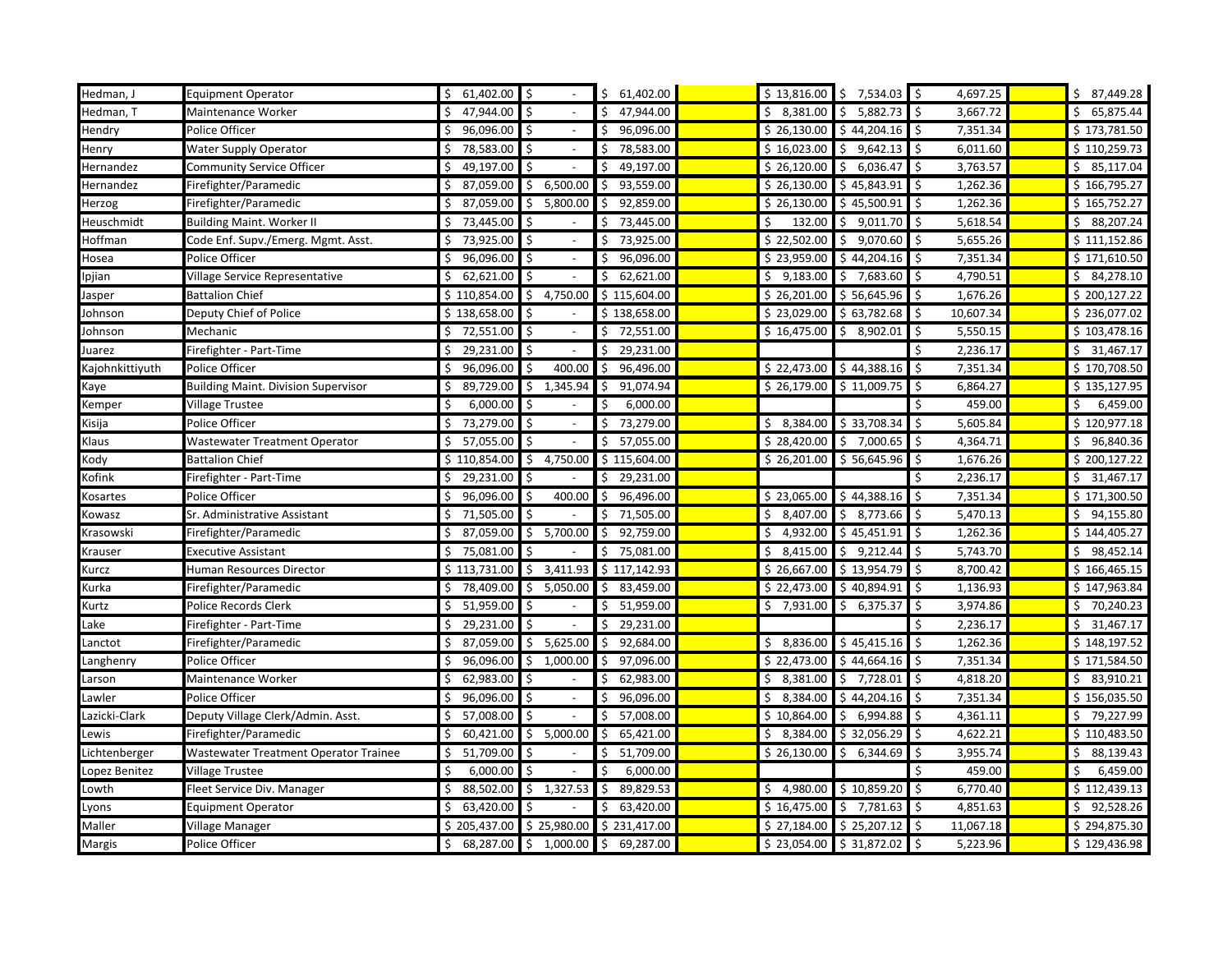| | | | | | | | | | | |
|---|---|---|---|---|---|---|---|---|---|---|
| Hedman, J | Equipment Operator | $ 61,402.00 | $ - | $ 61,402.00 | | $ 13,816.00 | $ 7,534.03 | $ 4,697.25 | | $ 87,449.28 |
| Hedman, T | Maintenance Worker | $ 47,944.00 | $ - | $ 47,944.00 | | $ 8,381.00 | $ 5,882.73 | $ 3,667.72 | | $ 65,875.44 |
| Hendry | Police Officer | $ 96,096.00 | $ - | $ 96,096.00 | | $ 26,130.00 | $ 44,204.16 | $ 7,351.34 | | $ 173,781.50 |
| Henry | Water Supply Operator | $ 78,583.00 | $ - | $ 78,583.00 | | $ 16,023.00 | $ 9,642.13 | $ 6,011.60 | | $ 110,259.73 |
| Hernandez | Community Service Officer | $ 49,197.00 | $ - | $ 49,197.00 | | $ 26,120.00 | $ 6,036.47 | $ 3,763.57 | | $ 85,117.04 |
| Hernandez | Firefighter/Paramedic | $ 87,059.00 | $ 6,500.00 | $ 93,559.00 | | $ 26,130.00 | $ 45,843.91 | $ 1,262.36 | | $ 166,795.27 |
| Herzog | Firefighter/Paramedic | $ 87,059.00 | $ 5,800.00 | $ 92,859.00 | | $ 26,130.00 | $ 45,500.91 | $ 1,262.36 | | $ 165,752.27 |
| Heuschmidt | Building Maint. Worker II | $ 73,445.00 | $ - | $ 73,445.00 | | $ 132.00 | $ 9,011.70 | $ 5,618.54 | | $ 88,207.24 |
| Hoffman | Code Enf. Supv./Emerg. Mgmt. Asst. | $ 73,925.00 | $ - | $ 73,925.00 | | $ 22,502.00 | $ 9,070.60 | $ 5,655.26 | | $ 111,152.86 |
| Hosea | Police Officer | $ 96,096.00 | $ - | $ 96,096.00 | | $ 23,959.00 | $ 44,204.16 | $ 7,351.34 | | $ 171,610.50 |
| Ipjian | Village Service Representative | $ 62,621.00 | $ - | $ 62,621.00 | | $ 9,183.00 | $ 7,683.60 | $ 4,790.51 | | $ 84,278.10 |
| Jasper | Battalion Chief | $ 110,854.00 | $ 4,750.00 | $ 115,604.00 | | $ 26,201.00 | $ 56,645.96 | $ 1,676.26 | | $ 200,127.22 |
| Johnson | Deputy Chief of Police | $ 138,658.00 | $ - | $ 138,658.00 | | $ 23,029.00 | $ 63,782.68 | $ 10,607.34 | | $ 236,077.02 |
| Johnson | Mechanic | $ 72,551.00 | $ - | $ 72,551.00 | | $ 16,475.00 | $ 8,902.01 | $ 5,550.15 | | $ 103,478.16 |
| Juarez | Firefighter - Part-Time | $ 29,231.00 | $ - | $ 29,231.00 | | | | $ 2,236.17 | | $ 31,467.17 |
| Kajohnkittiyuth | Police Officer | $ 96,096.00 | $ 400.00 | $ 96,496.00 | | $ 22,473.00 | $ 44,388.16 | $ 7,351.34 | | $ 170,708.50 |
| Kaye | Building Maint. Division Supervisor | $ 89,729.00 | $ 1,345.94 | $ 91,074.94 | | $ 26,179.00 | $ 11,009.75 | $ 6,864.27 | | $ 135,127.95 |
| Kemper | Village Trustee | $ 6,000.00 | $ - | $ 6,000.00 | | | | $ 459.00 | | $ 6,459.00 |
| Kisija | Police Officer | $ 73,279.00 | $ - | $ 73,279.00 | | $ 8,384.00 | $ 33,708.34 | $ 5,605.84 | | $ 120,977.18 |
| Klaus | Wastewater Treatment Operator | $ 57,055.00 | $ - | $ 57,055.00 | | $ 28,420.00 | $ 7,000.65 | $ 4,364.71 | | $ 96,840.36 |
| Kody | Battalion Chief | $ 110,854.00 | $ 4,750.00 | $ 115,604.00 | | $ 26,201.00 | $ 56,645.96 | $ 1,676.26 | | $ 200,127.22 |
| Kofink | Firefighter - Part-Time | $ 29,231.00 | $ - | $ 29,231.00 | | | | $ 2,236.17 | | $ 31,467.17 |
| Kosartes | Police Officer | $ 96,096.00 | $ 400.00 | $ 96,496.00 | | $ 23,065.00 | $ 44,388.16 | $ 7,351.34 | | $ 171,300.50 |
| Kowasz | Sr. Administrative Assistant | $ 71,505.00 | $ - | $ 71,505.00 | | $ 8,407.00 | $ 8,773.66 | $ 5,470.13 | | $ 94,155.80 |
| Krasowski | Firefighter/Paramedic | $ 87,059.00 | $ 5,700.00 | $ 92,759.00 | | $ 4,932.00 | $ 45,451.91 | $ 1,262.36 | | $ 144,405.27 |
| Krauser | Executive Assistant | $ 75,081.00 | $ - | $ 75,081.00 | | $ 8,415.00 | $ 9,212.44 | $ 5,743.70 | | $ 98,452.14 |
| Kurcz | Human Resources Director | $ 113,731.00 | $ 3,411.93 | $ 117,142.93 | | $ 26,667.00 | $ 13,954.79 | $ 8,700.42 | | $ 166,465.15 |
| Kurka | Firefighter/Paramedic | $ 78,409.00 | $ 5,050.00 | $ 83,459.00 | | $ 22,473.00 | $ 40,894.91 | $ 1,136.93 | | $ 147,963.84 |
| Kurtz | Police Records Clerk | $ 51,959.00 | $ - | $ 51,959.00 | | $ 7,931.00 | $ 6,375.37 | $ 3,974.86 | | $ 70,240.23 |
| Lake | Firefighter - Part-Time | $ 29,231.00 | $ - | $ 29,231.00 | | | | $ 2,236.17 | | $ 31,467.17 |
| Lanctot | Firefighter/Paramedic | $ 87,059.00 | $ 5,625.00 | $ 92,684.00 | | $ 8,836.00 | $ 45,415.16 | $ 1,262.36 | | $ 148,197.52 |
| Langhenry | Police Officer | $ 96,096.00 | $ 1,000.00 | $ 97,096.00 | | $ 22,473.00 | $ 44,664.16 | $ 7,351.34 | | $ 171,584.50 |
| Larson | Maintenance Worker | $ 62,983.00 | $ - | $ 62,983.00 | | $ 8,381.00 | $ 7,728.01 | $ 4,818.20 | | $ 83,910.21 |
| Lawler | Police Officer | $ 96,096.00 | $ - | $ 96,096.00 | | $ 8,384.00 | $ 44,204.16 | $ 7,351.34 | | $ 156,035.50 |
| Lazicki-Clark | Deputy Village Clerk/Admin. Asst. | $ 57,008.00 | $ - | $ 57,008.00 | | $ 10,864.00 | $ 6,994.88 | $ 4,361.11 | | $ 79,227.99 |
| Lewis | Firefighter/Paramedic | $ 60,421.00 | $ 5,000.00 | $ 65,421.00 | | $ 8,384.00 | $ 32,056.29 | $ 4,622.21 | | $ 110,483.50 |
| Lichtenberger | Wastewater Treatment Operator Trainee | $ 51,709.00 | $ - | $ 51,709.00 | | $ 26,130.00 | $ 6,344.69 | $ 3,955.74 | | $ 88,139.43 |
| Lopez Benitez | Village Trustee | $ 6,000.00 | $ - | $ 6,000.00 | | | | $ 459.00 | | $ 6,459.00 |
| Lowth | Fleet Service Div. Manager | $ 88,502.00 | $ 1,327.53 | $ 89,829.53 | | $ 4,980.00 | $ 10,859.20 | $ 6,770.40 | | $ 112,439.13 |
| Lyons | Equipment Operator | $ 63,420.00 | $ - | $ 63,420.00 | | $ 16,475.00 | $ 7,781.63 | $ 4,851.63 | | $ 92,528.26 |
| Maller | Village Manager | $ 205,437.00 | $ 25,980.00 | $ 231,417.00 | | $ 27,184.00 | $ 25,207.12 | $ 11,067.18 | | $ 294,875.30 |
| Margis | Police Officer | $ 68,287.00 | $ 1,000.00 | $ 69,287.00 | | $ 23,054.00 | $ 31,872.02 | $ 5,223.96 | | $ 129,436.98 |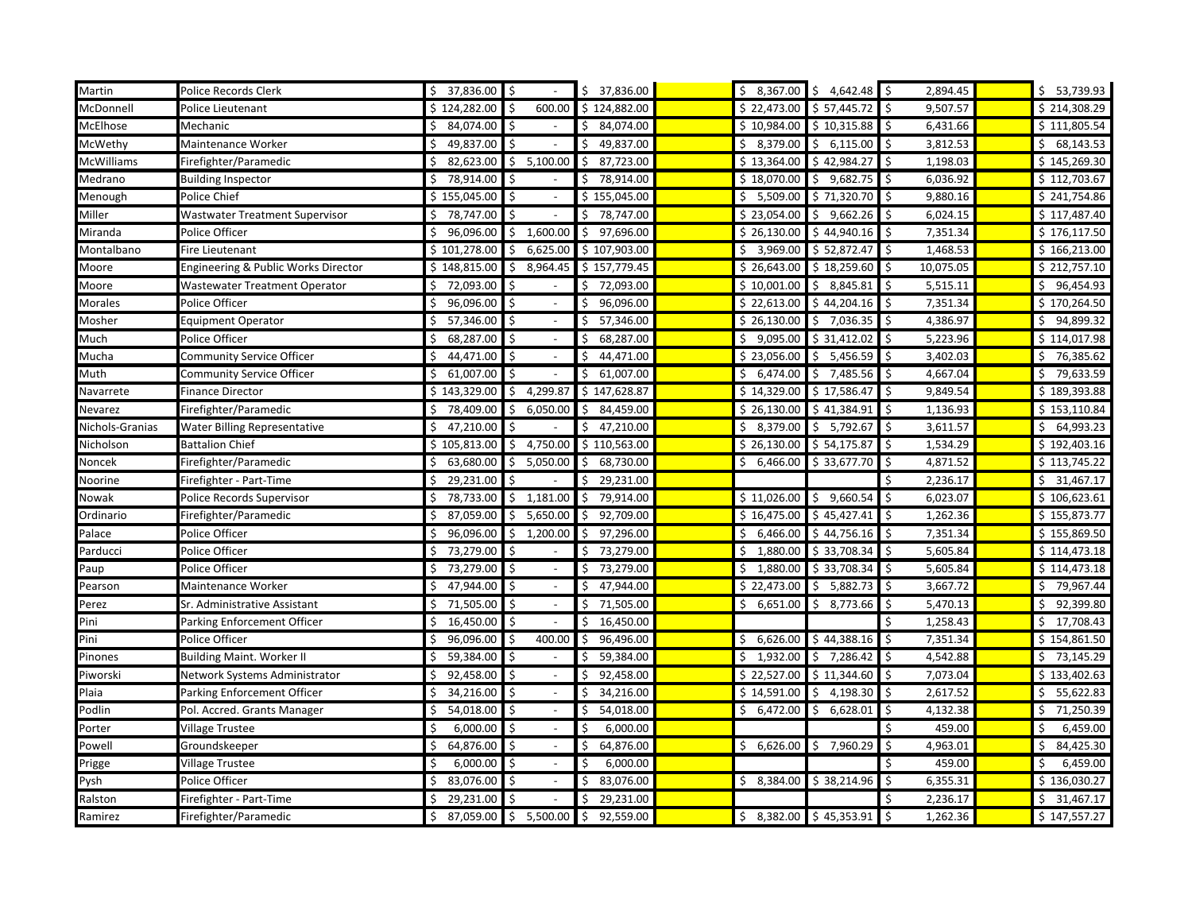| | | | | | | | | | | |
|---|---|---|---|---|---|---|---|---|---|---|
| Martin | Police Records Clerk | $ 37,836.00 | $ - | $ 37,836.00 | | $ 8,367.00 | $ 4,642.48 | $ 2,894.45 | | $ 53,739.93 |
| McDonnell | Police Lieutenant | $ 124,282.00 | $ 600.00 | $ 124,882.00 | | $ 22,473.00 | $ 57,445.72 | $ 9,507.57 | | $ 214,308.29 |
| McElhose | Mechanic | $ 84,074.00 | $ - | $ 84,074.00 | | $ 10,984.00 | $ 10,315.88 | $ 6,431.66 | | $ 111,805.54 |
| McWethy | Maintenance Worker | $ 49,837.00 | $ - | $ 49,837.00 | | $ 8,379.00 | $ 6,115.00 | $ 3,812.53 | | $ 68,143.53 |
| McWilliams | Firefighter/Paramedic | $ 82,623.00 | $ 5,100.00 | $ 87,723.00 | | $ 13,364.00 | $ 42,984.27 | $ 1,198.03 | | $ 145,269.30 |
| Medrano | Building Inspector | $ 78,914.00 | $ - | $ 78,914.00 | | $ 18,070.00 | $ 9,682.75 | $ 6,036.92 | | $ 112,703.67 |
| Menough | Police Chief | $ 155,045.00 | $ - | $ 155,045.00 | | $ 5,509.00 | $ 71,320.70 | $ 9,880.16 | | $ 241,754.86 |
| Miller | Wastwater Treatment Supervisor | $ 78,747.00 | $ - | $ 78,747.00 | | $ 23,054.00 | $ 9,662.26 | $ 6,024.15 | | $ 117,487.40 |
| Miranda | Police Officer | $ 96,096.00 | $ 1,600.00 | $ 97,696.00 | | $ 26,130.00 | $ 44,940.16 | $ 7,351.34 | | $ 176,117.50 |
| Montalbano | Fire Lieutenant | $ 101,278.00 | $ 6,625.00 | $ 107,903.00 | | $ 3,969.00 | $ 52,872.47 | $ 1,468.53 | | $ 166,213.00 |
| Moore | Engineering & Public Works Director | $ 148,815.00 | $ 8,964.45 | $ 157,779.45 | | $ 26,643.00 | $ 18,259.60 | $ 10,075.05 | | $ 212,757.10 |
| Moore | Wastewater Treatment Operator | $ 72,093.00 | $ - | $ 72,093.00 | | $ 10,001.00 | $ 8,845.81 | $ 5,515.11 | | $ 96,454.93 |
| Morales | Police Officer | $ 96,096.00 | $ - | $ 96,096.00 | | $ 22,613.00 | $ 44,204.16 | $ 7,351.34 | | $ 170,264.50 |
| Mosher | Equipment Operator | $ 57,346.00 | $ - | $ 57,346.00 | | $ 26,130.00 | $ 7,036.35 | $ 4,386.97 | | $ 94,899.32 |
| Much | Police Officer | $ 68,287.00 | $ - | $ 68,287.00 | | $ 9,095.00 | $ 31,412.02 | $ 5,223.96 | | $ 114,017.98 |
| Mucha | Community Service Officer | $ 44,471.00 | $ - | $ 44,471.00 | | $ 23,056.00 | $ 5,456.59 | $ 3,402.03 | | $ 76,385.62 |
| Muth | Community Service Officer | $ 61,007.00 | $ - | $ 61,007.00 | | $ 6,474.00 | $ 7,485.56 | $ 4,667.04 | | $ 79,633.59 |
| Navarrete | Finance Director | $ 143,329.00 | $ 4,299.87 | $ 147,628.87 | | $ 14,329.00 | $ 17,586.47 | $ 9,849.54 | | $ 189,393.88 |
| Nevarez | Firefighter/Paramedic | $ 78,409.00 | $ 6,050.00 | $ 84,459.00 | | $ 26,130.00 | $ 41,384.91 | $ 1,136.93 | | $ 153,110.84 |
| Nichols-Granias | Water Billing Representative | $ 47,210.00 | $ - | $ 47,210.00 | | $ 8,379.00 | $ 5,792.67 | $ 3,611.57 | | $ 64,993.23 |
| Nicholson | Battalion Chief | $ 105,813.00 | $ 4,750.00 | $ 110,563.00 | | $ 26,130.00 | $ 54,175.87 | $ 1,534.29 | | $ 192,403.16 |
| Noncek | Firefighter/Paramedic | $ 63,680.00 | $ 5,050.00 | $ 68,730.00 | | $ 6,466.00 | $ 33,677.70 | $ 4,871.52 | | $ 113,745.22 |
| Noorine | Firefighter - Part-Time | $ 29,231.00 | $ - | $ 29,231.00 | | | | $ 2,236.17 | | $ 31,467.17 |
| Nowak | Police Records Supervisor | $ 78,733.00 | $ 1,181.00 | $ 79,914.00 | | $ 11,026.00 | $ 9,660.54 | $ 6,023.07 | | $ 106,623.61 |
| Ordinario | Firefighter/Paramedic | $ 87,059.00 | $ 5,650.00 | $ 92,709.00 | | $ 16,475.00 | $ 45,427.41 | $ 1,262.36 | | $ 155,873.77 |
| Palace | Police Officer | $ 96,096.00 | $ 1,200.00 | $ 97,296.00 | | $ 6,466.00 | $ 44,756.16 | $ 7,351.34 | | $ 155,869.50 |
| Parducci | Police Officer | $ 73,279.00 | $ - | $ 73,279.00 | | $ 1,880.00 | $ 33,708.34 | $ 5,605.84 | | $ 114,473.18 |
| Paup | Police Officer | $ 73,279.00 | $ - | $ 73,279.00 | | $ 1,880.00 | $ 33,708.34 | $ 5,605.84 | | $ 114,473.18 |
| Pearson | Maintenance Worker | $ 47,944.00 | $ - | $ 47,944.00 | | $ 22,473.00 | $ 5,882.73 | $ 3,667.72 | | $ 79,967.44 |
| Perez | Sr. Administrative Assistant | $ 71,505.00 | $ - | $ 71,505.00 | | $ 6,651.00 | $ 8,773.66 | $ 5,470.13 | | $ 92,399.80 |
| Pini | Parking Enforcement Officer | $ 16,450.00 | $ - | $ 16,450.00 | | | | $ 1,258.43 | | $ 17,708.43 |
| Pini | Police Officer | $ 96,096.00 | $ 400.00 | $ 96,496.00 | | $ 6,626.00 | $ 44,388.16 | $ 7,351.34 | | $ 154,861.50 |
| Pinones | Building Maint. Worker II | $ 59,384.00 | $ - | $ 59,384.00 | | $ 1,932.00 | $ 7,286.42 | $ 4,542.88 | | $ 73,145.29 |
| Piworski | Network Systems Administrator | $ 92,458.00 | $ - | $ 92,458.00 | | $ 22,527.00 | $ 11,344.60 | $ 7,073.04 | | $ 133,402.63 |
| Plaia | Parking Enforcement Officer | $ 34,216.00 | $ - | $ 34,216.00 | | $ 14,591.00 | $ 4,198.30 | $ 2,617.52 | | $ 55,622.83 |
| Podlin | Pol. Accred. Grants Manager | $ 54,018.00 | $ - | $ 54,018.00 | | $ 6,472.00 | $ 6,628.01 | $ 4,132.38 | | $ 71,250.39 |
| Porter | Village Trustee | $ 6,000.00 | $ - | $ 6,000.00 | | | | $ 459.00 | | $ 6,459.00 |
| Powell | Groundskeeper | $ 64,876.00 | $ - | $ 64,876.00 | | $ 6,626.00 | $ 7,960.29 | $ 4,963.01 | | $ 84,425.30 |
| Prigge | Village Trustee | $ 6,000.00 | $ - | $ 6,000.00 | | | | $ 459.00 | | $ 6,459.00 |
| Pysh | Police Officer | $ 83,076.00 | $ - | $ 83,076.00 | | $ 8,384.00 | $ 38,214.96 | $ 6,355.31 | | $ 136,030.27 |
| Ralston | Firefighter - Part-Time | $ 29,231.00 | $ - | $ 29,231.00 | | | | $ 2,236.17 | | $ 31,467.17 |
| Ramirez | Firefighter/Paramedic | $ 87,059.00 | $ 5,500.00 | $ 92,559.00 | | $ 8,382.00 | $ 45,353.91 | $ 1,262.36 | | $ 147,557.27 |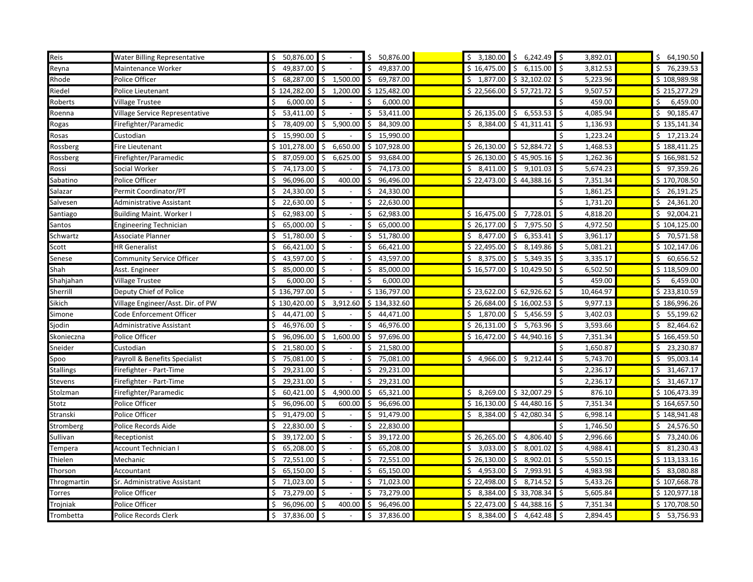| | | | | | | | | | | |
|---|---|---|---|---|---|---|---|---|---|---|
| Reis | Water Billing Representative | $ 50,876.00 | $ - | $ 50,876.00 | | $ 3,180.00 | $ 6,242.49 | $ 3,892.01 | | $ 64,190.50 |
| Reyna | Maintenance Worker | $ 49,837.00 | $ - | $ 49,837.00 | | $ 16,475.00 | $ 6,115.00 | $ 3,812.53 | | $ 76,239.53 |
| Rhode | Police Officer | $ 68,287.00 | $ 1,500.00 | $ 69,787.00 | | $ 1,877.00 | $ 32,102.02 | $ 5,223.96 | | $ 108,989.98 |
| Riedel | Police Lieutenant | $ 124,282.00 | $ 1,200.00 | $ 125,482.00 | | $ 22,566.00 | $ 57,721.72 | $ 9,507.57 | | $ 215,277.29 |
| Roberts | Village Trustee | $ 6,000.00 | $ - | $ 6,000.00 | | | | $ 459.00 | | $ 6,459.00 |
| Roenna | Village Service Representative | $ 53,411.00 | $ - | $ 53,411.00 | | $ 26,135.00 | $ 6,553.53 | $ 4,085.94 | | $ 90,185.47 |
| Rogas | Firefighter/Paramedic | $ 78,409.00 | $ 5,900.00 | $ 84,309.00 | | $ 8,384.00 | $ 41,311.41 | $ 1,136.93 | | $ 135,141.34 |
| Rosas | Custodian | $ 15,990.00 | $ - | $ 15,990.00 | | | | $ 1,223.24 | | $ 17,213.24 |
| Rossberg | Fire Lieutenant | $ 101,278.00 | $ 6,650.00 | $ 107,928.00 | | $ 26,130.00 | $ 52,884.72 | $ 1,468.53 | | $ 188,411.25 |
| Rossberg | Firefighter/Paramedic | $ 87,059.00 | $ 6,625.00 | $ 93,684.00 | | $ 26,130.00 | $ 45,905.16 | $ 1,262.36 | | $ 166,981.52 |
| Rossi | Social Worker | $ 74,173.00 | $ - | $ 74,173.00 | | $ 8,411.00 | $ 9,101.03 | $ 5,674.23 | | $ 97,359.26 |
| Sabatino | Police Officer | $ 96,096.00 | $ 400.00 | $ 96,496.00 | | $ 22,473.00 | $ 44,388.16 | $ 7,351.34 | | $ 170,708.50 |
| Salazar | Permit Coordinator/PT | $ 24,330.00 | $ - | $ 24,330.00 | | | | $ 1,861.25 | | $ 26,191.25 |
| Salvesen | Administrative Assistant | $ 22,630.00 | $ - | $ 22,630.00 | | | | $ 1,731.20 | | $ 24,361.20 |
| Santiago | Building Maint. Worker I | $ 62,983.00 | $ - | $ 62,983.00 | | $ 16,475.00 | $ 7,728.01 | $ 4,818.20 | | $ 92,004.21 |
| Santos | Engineering Technician | $ 65,000.00 | $ - | $ 65,000.00 | | $ 26,177.00 | $ 7,975.50 | $ 4,972.50 | | $ 104,125.00 |
| Schwartz | Associate Planner | $ 51,780.00 | $ - | $ 51,780.00 | | $ 8,477.00 | $ 6,353.41 | $ 3,961.17 | | $ 70,571.58 |
| Scott | HR Generalist | $ 66,421.00 | $ - | $ 66,421.00 | | $ 22,495.00 | $ 8,149.86 | $ 5,081.21 | | $ 102,147.06 |
| Senese | Community Service Officer | $ 43,597.00 | $ - | $ 43,597.00 | | $ 8,375.00 | $ 5,349.35 | $ 3,335.17 | | $ 60,656.52 |
| Shah | Asst. Engineer | $ 85,000.00 | $ - | $ 85,000.00 | | $ 16,577.00 | $ 10,429.50 | $ 6,502.50 | | $ 118,509.00 |
| Shahjahan | Village Trustee | $ 6,000.00 | $ - | $ 6,000.00 | | | | $ 459.00 | | $ 6,459.00 |
| Sherrill | Deputy Chief of Police | $ 136,797.00 | $ - | $ 136,797.00 | | $ 23,622.00 | $ 62,926.62 | $ 10,464.97 | | $ 233,810.59 |
| Sikich | Village Engineer/Asst. Dir. of PW | $ 130,420.00 | $ 3,912.60 | $ 134,332.60 | | $ 26,684.00 | $ 16,002.53 | $ 9,977.13 | | $ 186,996.26 |
| Simone | Code Enforcement Officer | $ 44,471.00 | $ - | $ 44,471.00 | | $ 1,870.00 | $ 5,456.59 | $ 3,402.03 | | $ 55,199.62 |
| Sjodin | Administrative Assistant | $ 46,976.00 | $ - | $ 46,976.00 | | $ 26,131.00 | $ 5,763.96 | $ 3,593.66 | | $ 82,464.62 |
| Skonieczna | Police Officer | $ 96,096.00 | $ 1,600.00 | $ 97,696.00 | | $ 16,472.00 | $ 44,940.16 | $ 7,351.34 | | $ 166,459.50 |
| Sneider | Custodian | $ 21,580.00 | $ - | $ 21,580.00 | | | | $ 1,650.87 | | $ 23,230.87 |
| Spoo | Payroll & Benefits Specialist | $ 75,081.00 | $ - | $ 75,081.00 | | $ 4,966.00 | $ 9,212.44 | $ 5,743.70 | | $ 95,003.14 |
| Stallings | Firefighter - Part-Time | $ 29,231.00 | $ - | $ 29,231.00 | | | | $ 2,236.17 | | $ 31,467.17 |
| Stevens | Firefighter - Part-Time | $ 29,231.00 | $ - | $ 29,231.00 | | | | $ 2,236.17 | | $ 31,467.17 |
| Stolzman | Firefighter/Paramedic | $ 60,421.00 | $ 4,900.00 | $ 65,321.00 | | $ 8,269.00 | $ 32,007.29 | $ 876.10 | | $ 106,473.39 |
| Stotz | Police Officer | $ 96,096.00 | $ 600.00 | $ 96,696.00 | | $ 16,130.00 | $ 44,480.16 | $ 7,351.34 | | $ 164,657.50 |
| Stranski | Police Officer | $ 91,479.00 | $ - | $ 91,479.00 | | $ 8,384.00 | $ 42,080.34 | $ 6,998.14 | | $ 148,941.48 |
| Stromberg | Police Records Aide | $ 22,830.00 | $ - | $ 22,830.00 | | | | $ 1,746.50 | | $ 24,576.50 |
| Sullivan | Receptionist | $ 39,172.00 | $ - | $ 39,172.00 | | $ 26,265.00 | $ 4,806.40 | $ 2,996.66 | | $ 73,240.06 |
| Tempera | Account Technician I | $ 65,208.00 | $ - | $ 65,208.00 | | $ 3,033.00 | $ 8,001.02 | $ 4,988.41 | | $ 81,230.43 |
| Thielen | Mechanic | $ 72,551.00 | $ - | $ 72,551.00 | | $ 26,130.00 | $ 8,902.01 | $ 5,550.15 | | $ 113,133.16 |
| Thorson | Accountant | $ 65,150.00 | $ - | $ 65,150.00 | | $ 4,953.00 | $ 7,993.91 | $ 4,983.98 | | $ 83,080.88 |
| Throgmartin | Sr. Administrative Assistant | $ 71,023.00 | $ - | $ 71,023.00 | | $ 22,498.00 | $ 8,714.52 | $ 5,433.26 | | $ 107,668.78 |
| Torres | Police Officer | $ 73,279.00 | $ - | $ 73,279.00 | | $ 8,384.00 | $ 33,708.34 | $ 5,605.84 | | $ 120,977.18 |
| Trojniak | Police Officer | $ 96,096.00 | $ 400.00 | $ 96,496.00 | | $ 22,473.00 | $ 44,388.16 | $ 7,351.34 | | $ 170,708.50 |
| Trombetta | Police Records Clerk | $ 37,836.00 | $ - | $ 37,836.00 | | $ 8,384.00 | $ 4,642.48 | $ 2,894.45 | | $ 53,756.93 |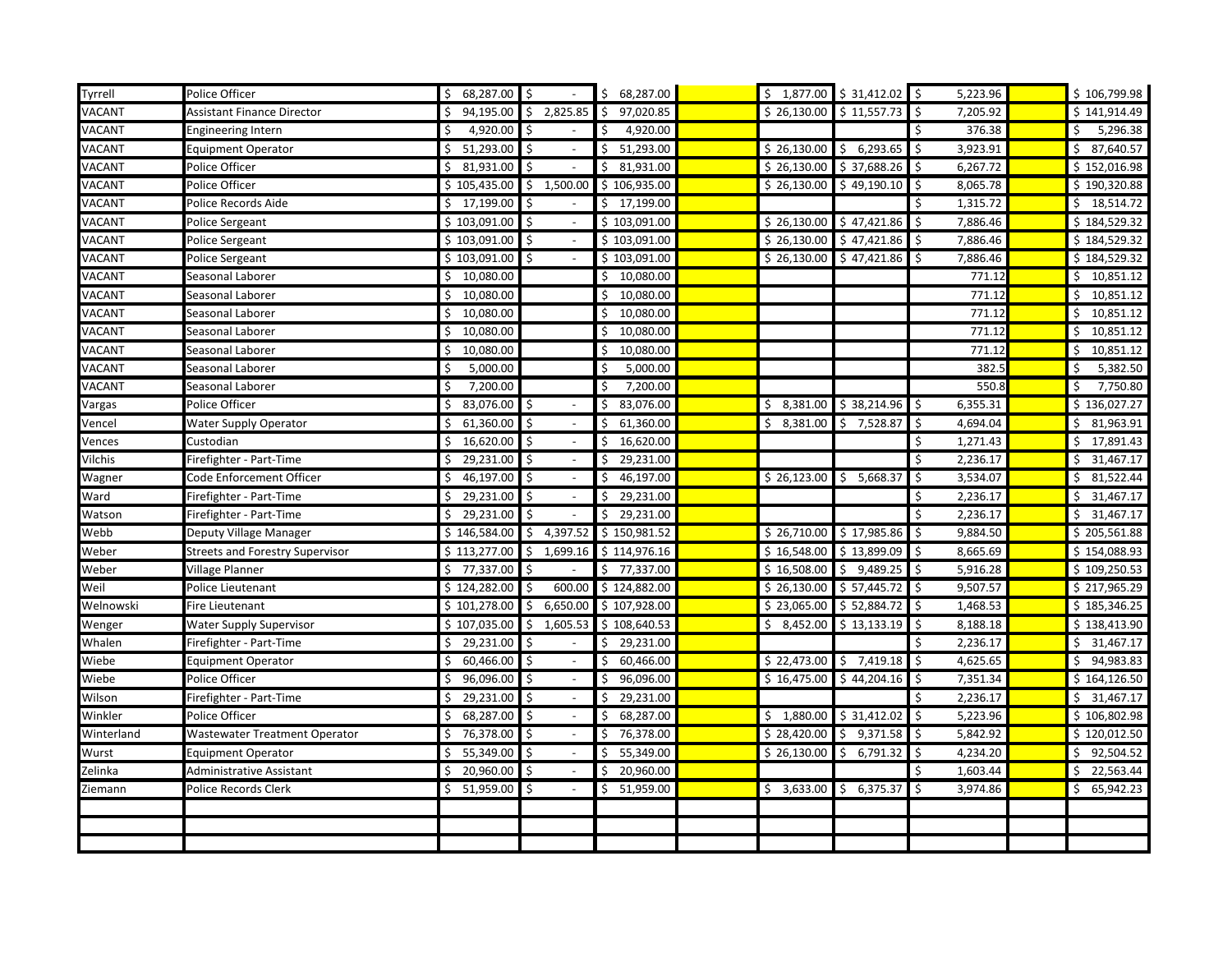| | | | | | | | | | | |
|---|---|---|---|---|---|---|---|---|---|---|
| Tyrrell | Police Officer | $ 68,287.00 | $ - | $ 68,287.00 | | $ 1,877.00 | $ 31,412.02 | $ 5,223.96 | | $ 106,799.98 |
| VACANT | Assistant Finance Director | $ 94,195.00 | $ 2,825.85 | $ 97,020.85 | | $ 26,130.00 | $ 11,557.73 | $ 7,205.92 | | $ 141,914.49 |
| VACANT | Engineering Intern | $ 4,920.00 | $ - | $ 4,920.00 | | | | $ 376.38 | | $ 5,296.38 |
| VACANT | Equipment Operator | $ 51,293.00 | $ - | $ 51,293.00 | | $ 26,130.00 | $ 6,293.65 | $ 3,923.91 | | $ 87,640.57 |
| VACANT | Police Officer | $ 81,931.00 | $ - | $ 81,931.00 | | $ 26,130.00 | $ 37,688.26 | $ 6,267.72 | | $ 152,016.98 |
| VACANT | Police Officer | $ 105,435.00 | $ 1,500.00 | $ 106,935.00 | | $ 26,130.00 | $ 49,190.10 | $ 8,065.78 | | $ 190,320.88 |
| VACANT | Police Records Aide | $ 17,199.00 | $ - | $ 17,199.00 | | | | $ 1,315.72 | | $ 18,514.72 |
| VACANT | Police Sergeant | $ 103,091.00 | $ - | $ 103,091.00 | | $ 26,130.00 | $ 47,421.86 | $ 7,886.46 | | $ 184,529.32 |
| VACANT | Police Sergeant | $ 103,091.00 | $ - | $ 103,091.00 | | $ 26,130.00 | $ 47,421.86 | $ 7,886.46 | | $ 184,529.32 |
| VACANT | Police Sergeant | $ 103,091.00 | $ - | $ 103,091.00 | | $ 26,130.00 | $ 47,421.86 | $ 7,886.46 | | $ 184,529.32 |
| VACANT | Seasonal Laborer | $ 10,080.00 | | $ 10,080.00 | | | | 771.12 | | $ 10,851.12 |
| VACANT | Seasonal Laborer | $ 10,080.00 | | $ 10,080.00 | | | | 771.12 | | $ 10,851.12 |
| VACANT | Seasonal Laborer | $ 10,080.00 | | $ 10,080.00 | | | | 771.12 | | $ 10,851.12 |
| VACANT | Seasonal Laborer | $ 10,080.00 | | $ 10,080.00 | | | | 771.12 | | $ 10,851.12 |
| VACANT | Seasonal Laborer | $ 10,080.00 | | $ 10,080.00 | | | | 771.12 | | $ 10,851.12 |
| VACANT | Seasonal Laborer | $ 5,000.00 | | $ 5,000.00 | | | | 382.5 | | $ 5,382.50 |
| VACANT | Seasonal Laborer | $ 7,200.00 | | $ 7,200.00 | | | | 550.8 | | $ 7,750.80 |
| Vargas | Police Officer | $ 83,076.00 | $ - | $ 83,076.00 | | $ 8,381.00 | $ 38,214.96 | $ 6,355.31 | | $ 136,027.27 |
| Vencel | Water Supply Operator | $ 61,360.00 | $ - | $ 61,360.00 | | $ 8,381.00 | $ 7,528.87 | $ 4,694.04 | | $ 81,963.91 |
| Vences | Custodian | $ 16,620.00 | $ - | $ 16,620.00 | | | | $ 1,271.43 | | $ 17,891.43 |
| Vilchis | Firefighter - Part-Time | $ 29,231.00 | $ - | $ 29,231.00 | | | | $ 2,236.17 | | $ 31,467.17 |
| Wagner | Code Enforcement Officer | $ 46,197.00 | $ - | $ 46,197.00 | | $ 26,123.00 | $ 5,668.37 | $ 3,534.07 | | $ 81,522.44 |
| Ward | Firefighter - Part-Time | $ 29,231.00 | $ - | $ 29,231.00 | | | | $ 2,236.17 | | $ 31,467.17 |
| Watson | Firefighter - Part-Time | $ 29,231.00 | $ - | $ 29,231.00 | | | | $ 2,236.17 | | $ 31,467.17 |
| Webb | Deputy Village Manager | $ 146,584.00 | $ 4,397.52 | $ 150,981.52 | | $ 26,710.00 | $ 17,985.86 | $ 9,884.50 | | $ 205,561.88 |
| Weber | Streets and Forestry Supervisor | $ 113,277.00 | $ 1,699.16 | $ 114,976.16 | | $ 16,548.00 | $ 13,899.09 | $ 8,665.69 | | $ 154,088.93 |
| Weber | Village Planner | $ 77,337.00 | $ - | $ 77,337.00 | | $ 16,508.00 | $ 9,489.25 | $ 5,916.28 | | $ 109,250.53 |
| Weil | Police Lieutenant | $ 124,282.00 | $ 600.00 | $ 124,882.00 | | $ 26,130.00 | $ 57,445.72 | $ 9,507.57 | | $ 217,965.29 |
| Welnowski | Fire Lieutenant | $ 101,278.00 | $ 6,650.00 | $ 107,928.00 | | $ 23,065.00 | $ 52,884.72 | $ 1,468.53 | | $ 185,346.25 |
| Wenger | Water Supply Supervisor | $ 107,035.00 | $ 1,605.53 | $ 108,640.53 | | $ 8,452.00 | $ 13,133.19 | $ 8,188.18 | | $ 138,413.90 |
| Whalen | Firefighter - Part-Time | $ 29,231.00 | $ - | $ 29,231.00 | | | | $ 2,236.17 | | $ 31,467.17 |
| Wiebe | Equipment Operator | $ 60,466.00 | $ - | $ 60,466.00 | | $ 22,473.00 | $ 7,419.18 | $ 4,625.65 | | $ 94,983.83 |
| Wiebe | Police Officer | $ 96,096.00 | $ - | $ 96,096.00 | | $ 16,475.00 | $ 44,204.16 | $ 7,351.34 | | $ 164,126.50 |
| Wilson | Firefighter - Part-Time | $ 29,231.00 | $ - | $ 29,231.00 | | | | $ 2,236.17 | | $ 31,467.17 |
| Winkler | Police Officer | $ 68,287.00 | $ - | $ 68,287.00 | | $ 1,880.00 | $ 31,412.02 | $ 5,223.96 | | $ 106,802.98 |
| Winterland | Wastewater Treatment Operator | $ 76,378.00 | $ - | $ 76,378.00 | | $ 28,420.00 | $ 9,371.58 | $ 5,842.92 | | $ 120,012.50 |
| Wurst | Equipment Operator | $ 55,349.00 | $ - | $ 55,349.00 | | $ 26,130.00 | $ 6,791.32 | $ 4,234.20 | | $ 92,504.52 |
| Zelinka | Administrative Assistant | $ 20,960.00 | $ - | $ 20,960.00 | | | | $ 1,603.44 | | $ 22,563.44 |
| Ziemann | Police Records Clerk | $ 51,959.00 | $ - | $ 51,959.00 | | $ 3,633.00 | $ 6,375.37 | $ 3,974.86 | | $ 65,942.23 |
| | | | | | | | | | | |
| | | | | | | | | | | |
| | | | | | | | | | | |